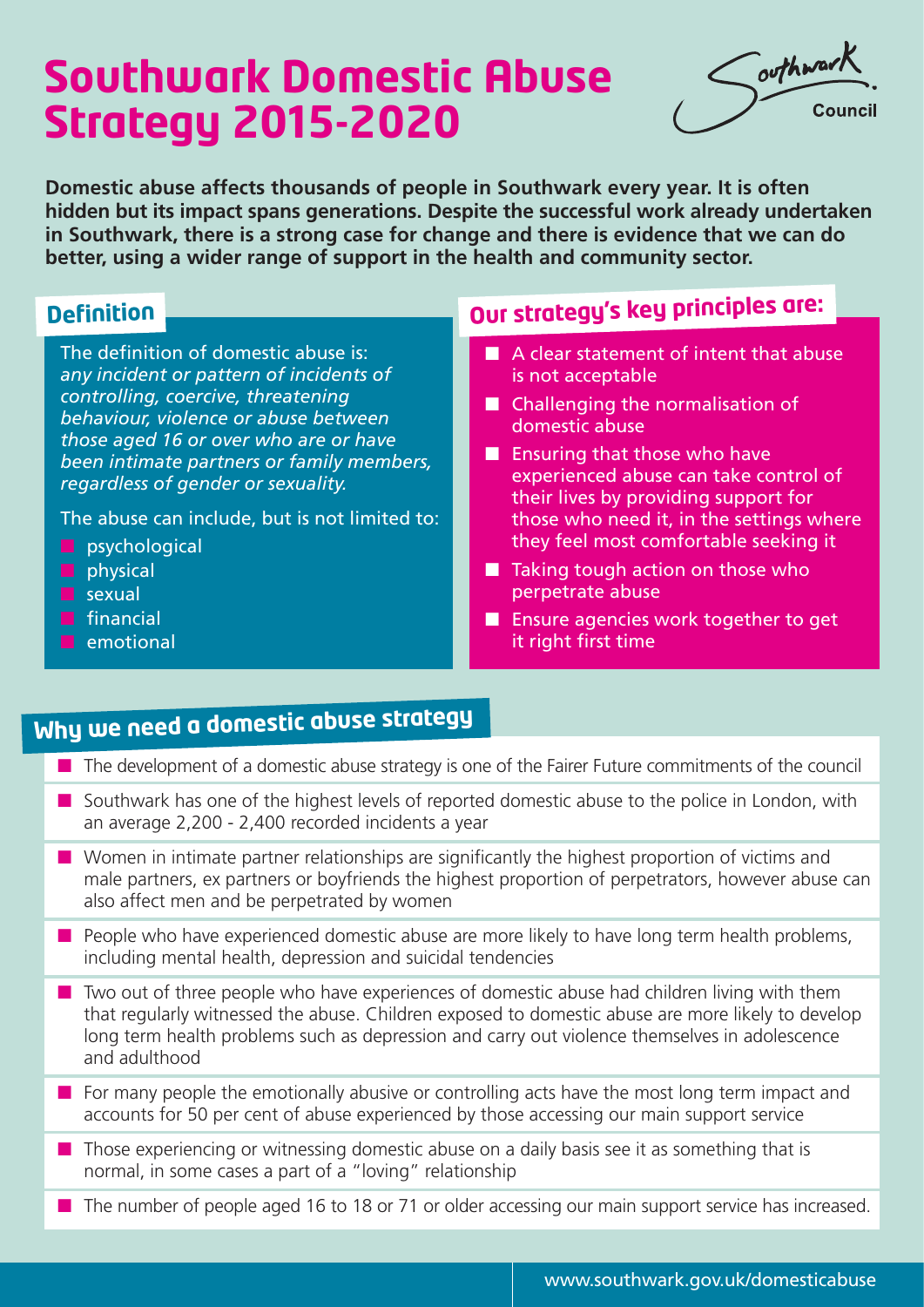# Southwark Domestic Abuse Strategy 2015-2020

Southwark Council

**Domestic abuse affects thousands of people in Southwark every year. It is often hidden but its impact spans generations. Despite the successful work already undertaken in Southwark, there is a strong case for change and there is evidence that we can do better, using a wider range of support in the health and community sector.**

## Definition

The definition of domestic abuse is: *any incident or pattern of incidents of controlling, coercive, threatening behaviour, violence or abuse between those aged 16 or over who are or have been intimate partners or family members, regardless of gender or sexuality.*

The abuse can include, but is not limited to:

- psychological
- physical
- sexual
- financial
- emotional

## Our strategy's key principles are:

- A clear statement of intent that abuse is not acceptable
- Challenging the normalisation of domestic abuse
- Ensuring that those who have experienced abuse can take control of their lives by providing support for those who need it, in the settings where they feel most comfortable seeking it
- Taking tough action on those who perpetrate abuse
- Ensure agencies work together to get it right first time

## Why we need a domestic abuse strategy

- The development of a domestic abuse strategy is one of the Fairer Future commitments of the council
- Southwark has one of the highest levels of reported domestic abuse to the police in London, with an average 2,200 - 2,400 recorded incidents a year
- Women in intimate partner relationships are significantly the highest proportion of victims and male partners, ex partners or boyfriends the highest proportion of perpetrators, however abuse can also affect men and be perpetrated by women
- People who have experienced domestic abuse are more likely to have long term health problems, including mental health, depression and suicidal tendencies
- Two out of three people who have experiences of domestic abuse had children living with them that regularly witnessed the abuse. Children exposed to domestic abuse are more likely to develop long term health problems such as depression and carry out violence themselves in adolescence and adulthood
- For many people the emotionally abusive or controlling acts have the most long term impact and accounts for 50 per cent of abuse experienced by those accessing our main support service
- Those experiencing or witnessing domestic abuse on a daily basis see it as something that is normal, in some cases a part of a "loving" relationship
- The number of people aged 16 to 18 or 71 or older accessing our main support service has increased.

www.southwark.gov.uk/domesticabuse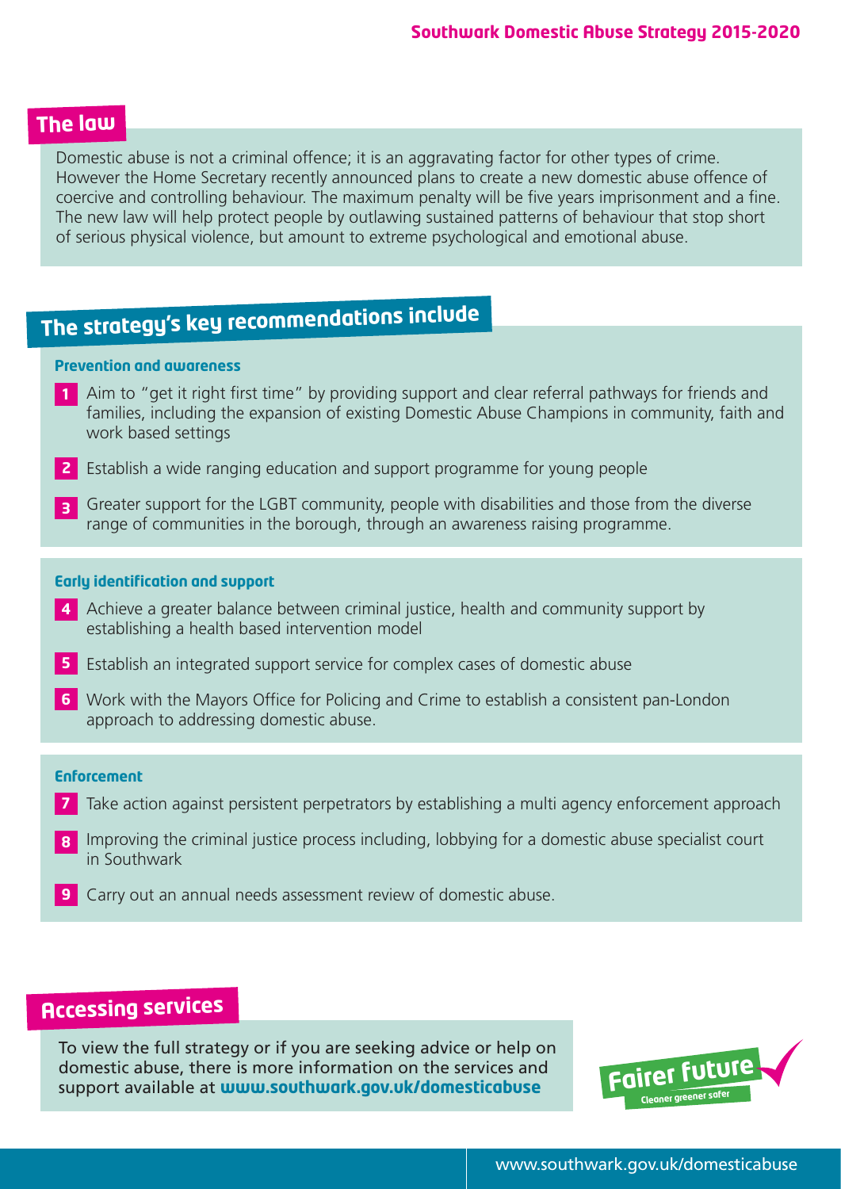## The law

Domestic abuse is not a criminal offence; it is an aggravating factor for other types of crime. However the Home Secretary recently announced plans to create a new domestic abuse offence of coercive and controlling behaviour. The maximum penalty will be five years imprisonment and a fine. The new law will help protect people by outlawing sustained patterns of behaviour that stop short of serious physical violence, but amount to extreme psychological and emotional abuse.

## The strategy's key recommendations include

### Prevention and awareness

1. Aim to "get it right first time" by providing support and clear referral pathways for friends and families, including the expansion of existing Domestic Abuse Champions in community, faith and work based settings
2. Establish a wide ranging education and support programme for young people
3. Greater support for the LGBT community, people with disabilities and those from the diverse range of communities in the borough, through an awareness raising programme.

### Early identification and support

4. Achieve a greater balance between criminal justice, health and community support by establishing a health based intervention model
5. Establish an integrated support service for complex cases of domestic abuse
6. Work with the Mayors Office for Policing and Crime to establish a consistent pan-London approach to addressing domestic abuse.

### Enforcement

7. Take action against persistent perpetrators by establishing a multi agency enforcement approach
8. Improving the criminal justice process including, lobbying for a domestic abuse specialist court in Southwark
9. Carry out an annual needs assessment review of domestic abuse.

## Accessing services

To view the full strategy or if you are seeking advice or help on domestic abuse, there is more information on the services and support available at **www.southwark.gov.uk/domesticabuse**

Fairer future
Cleaner greener safer